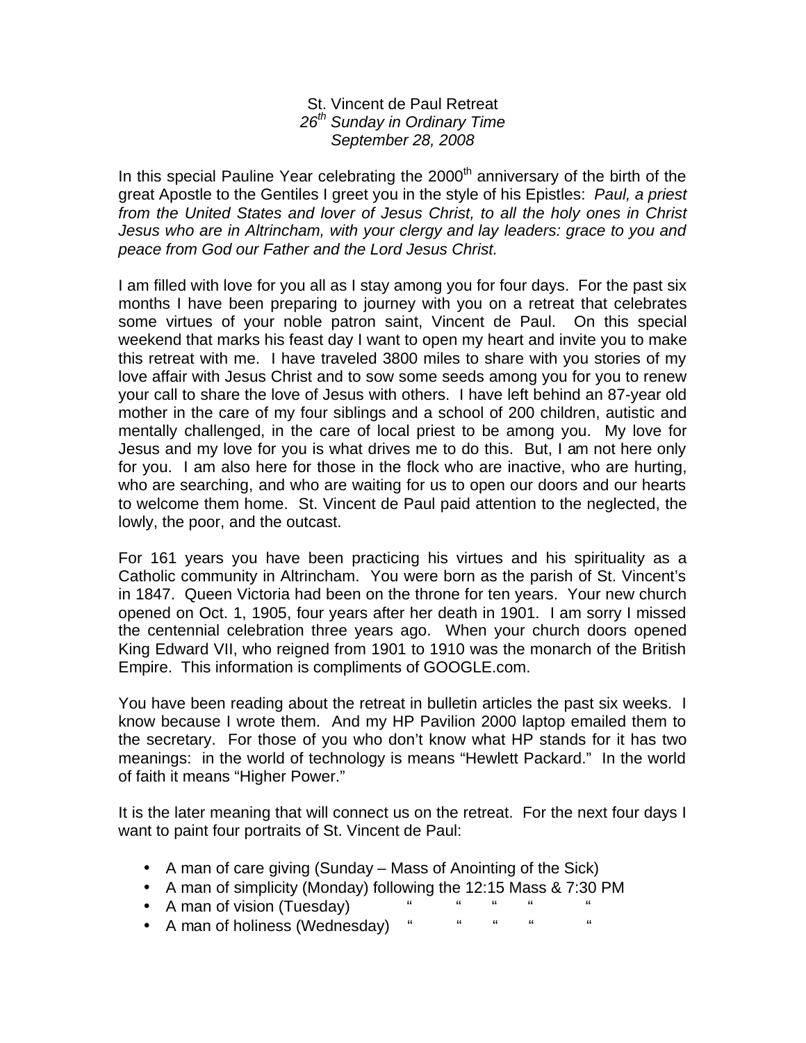St. Vincent de Paul Retreat
*26th Sunday in Ordinary Time*
*September 28, 2008*

In this special Pauline Year celebrating the 2000th anniversary of the birth of the great Apostle to the Gentiles I greet you in the style of his Epistles: *Paul, a priest from the United States and lover of Jesus Christ, to all the holy ones in Christ Jesus who are in Altrincham, with your clergy and lay leaders: grace to you and peace from God our Father and the Lord Jesus Christ.*

I am filled with love for you all as I stay among you for four days. For the past six months I have been preparing to journey with you on a retreat that celebrates some virtues of your noble patron saint, Vincent de Paul. On this special weekend that marks his feast day I want to open my heart and invite you to make this retreat with me. I have traveled 3800 miles to share with you stories of my love affair with Jesus Christ and to sow some seeds among you for you to renew your call to share the love of Jesus with others. I have left behind an 87-year old mother in the care of my four siblings and a school of 200 children, autistic and mentally challenged, in the care of local priest to be among you. My love for Jesus and my love for you is what drives me to do this. But, I am not here only for you. I am also here for those in the flock who are inactive, who are hurting, who are searching, and who are waiting for us to open our doors and our hearts to welcome them home. St. Vincent de Paul paid attention to the neglected, the lowly, the poor, and the outcast.

For 161 years you have been practicing his virtues and his spirituality as a Catholic community in Altrincham. You were born as the parish of St. Vincent's in 1847. Queen Victoria had been on the throne for ten years. Your new church opened on Oct. 1, 1905, four years after her death in 1901. I am sorry I missed the centennial celebration three years ago. When your church doors opened King Edward VII, who reigned from 1901 to 1910 was the monarch of the British Empire. This information is compliments of GOOGLE.com.

You have been reading about the retreat in bulletin articles the past six weeks. I know because I wrote them. And my HP Pavilion 2000 laptop emailed them to the secretary. For those of you who don't know what HP stands for it has two meanings: in the world of technology is means "Hewlett Packard." In the world of faith it means "Higher Power."

It is the later meaning that will connect us on the retreat. For the next four days I want to paint four portraits of St. Vincent de Paul:

- A man of care giving (Sunday – Mass of Anointing of the Sick)
- A man of simplicity (Monday) following the 12:15 Mass & 7:30 PM
- A man of vision (Tuesday) " " " " "
- A man of holiness (Wednesday) " " " " "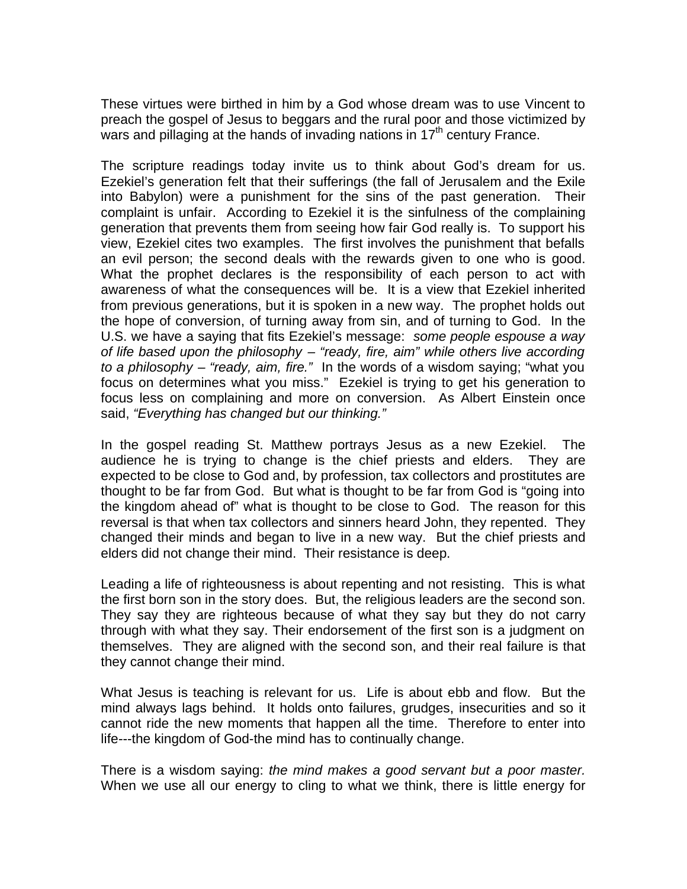These virtues were birthed in him by a God whose dream was to use Vincent to preach the gospel of Jesus to beggars and the rural poor and those victimized by wars and pillaging at the hands of invading nations in 17th century France.

The scripture readings today invite us to think about God's dream for us. Ezekiel's generation felt that their sufferings (the fall of Jerusalem and the Exile into Babylon) were a punishment for the sins of the past generation. Their complaint is unfair. According to Ezekiel it is the sinfulness of the complaining generation that prevents them from seeing how fair God really is. To support his view, Ezekiel cites two examples. The first involves the punishment that befalls an evil person; the second deals with the rewards given to one who is good. What the prophet declares is the responsibility of each person to act with awareness of what the consequences will be. It is a view that Ezekiel inherited from previous generations, but it is spoken in a new way. The prophet holds out the hope of conversion, of turning away from sin, and of turning to God. In the U.S. we have a saying that fits Ezekiel's message: *some people espouse a way of life based upon the philosophy – "ready, fire, aim" while others live according to a philosophy – "ready, aim, fire."* In the words of a wisdom saying; "what you focus on determines what you miss." Ezekiel is trying to get his generation to focus less on complaining and more on conversion. As Albert Einstein once said, *"Everything has changed but our thinking."*

In the gospel reading St. Matthew portrays Jesus as a new Ezekiel. The audience he is trying to change is the chief priests and elders. They are expected to be close to God and, by profession, tax collectors and prostitutes are thought to be far from God. But what is thought to be far from God is "going into the kingdom ahead of" what is thought to be close to God. The reason for this reversal is that when tax collectors and sinners heard John, they repented. They changed their minds and began to live in a new way. But the chief priests and elders did not change their mind. Their resistance is deep.

Leading a life of righteousness is about repenting and not resisting. This is what the first born son in the story does. But, the religious leaders are the second son. They say they are righteous because of what they say but they do not carry through with what they say. Their endorsement of the first son is a judgment on themselves. They are aligned with the second son, and their real failure is that they cannot change their mind.

What Jesus is teaching is relevant for us. Life is about ebb and flow. But the mind always lags behind. It holds onto failures, grudges, insecurities and so it cannot ride the new moments that happen all the time. Therefore to enter into life---the kingdom of God-the mind has to continually change.

There is a wisdom saying: *the mind makes a good servant but a poor master.* When we use all our energy to cling to what we think, there is little energy for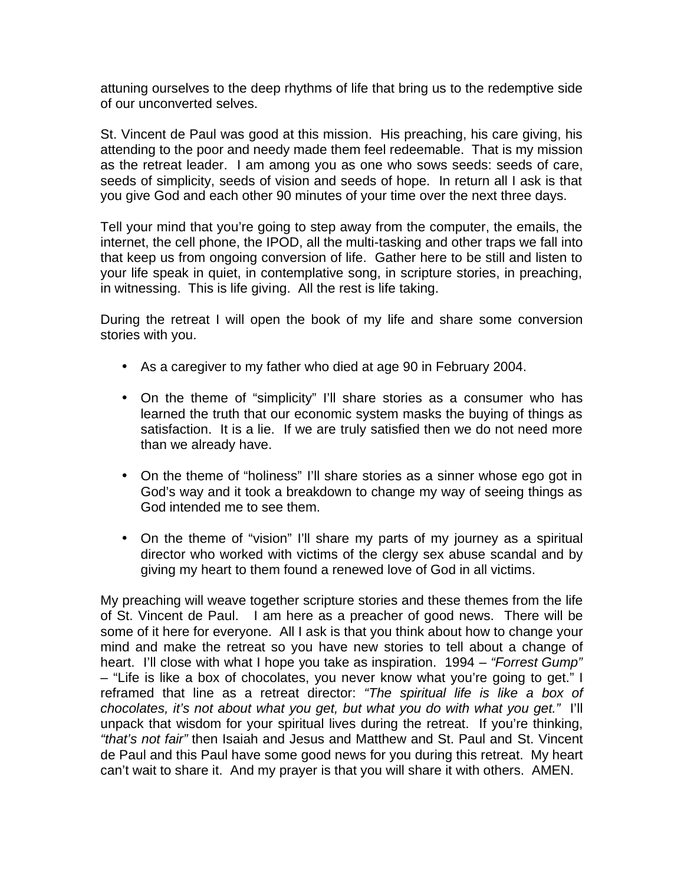attuning ourselves to the deep rhythms of life that bring us to the redemptive side of our unconverted selves.

St. Vincent de Paul was good at this mission. His preaching, his care giving, his attending to the poor and needy made them feel redeemable. That is my mission as the retreat leader. I am among you as one who sows seeds: seeds of care, seeds of simplicity, seeds of vision and seeds of hope. In return all I ask is that you give God and each other 90 minutes of your time over the next three days.

Tell your mind that you're going to step away from the computer, the emails, the internet, the cell phone, the IPOD, all the multi-tasking and other traps we fall into that keep us from ongoing conversion of life. Gather here to be still and listen to your life speak in quiet, in contemplative song, in scripture stories, in preaching, in witnessing. This is life giving. All the rest is life taking.

During the retreat I will open the book of my life and share some conversion stories with you.

- As a caregiver to my father who died at age 90 in February 2004.
- On the theme of "simplicity" I'll share stories as a consumer who has learned the truth that our economic system masks the buying of things as satisfaction. It is a lie. If we are truly satisfied then we do not need more than we already have.
- On the theme of "holiness" I'll share stories as a sinner whose ego got in God's way and it took a breakdown to change my way of seeing things as God intended me to see them.
- On the theme of "vision" I'll share my parts of my journey as a spiritual director who worked with victims of the clergy sex abuse scandal and by giving my heart to them found a renewed love of God in all victims.

My preaching will weave together scripture stories and these themes from the life of St. Vincent de Paul. I am here as a preacher of good news. There will be some of it here for everyone. All I ask is that you think about how to change your mind and make the retreat so you have new stories to tell about a change of heart. I'll close with what I hope you take as inspiration. 1994 – *"Forrest Gump"* – "Life is like a box of chocolates, you never know what you're going to get." I reframed that line as a retreat director: *"The spiritual life is like a box of chocolates, it's not about what you get, but what you do with what you get."* I'll unpack that wisdom for your spiritual lives during the retreat. If you're thinking, *"that's not fair"* then Isaiah and Jesus and Matthew and St. Paul and St. Vincent de Paul and this Paul have some good news for you during this retreat. My heart can't wait to share it. And my prayer is that you will share it with others. AMEN.